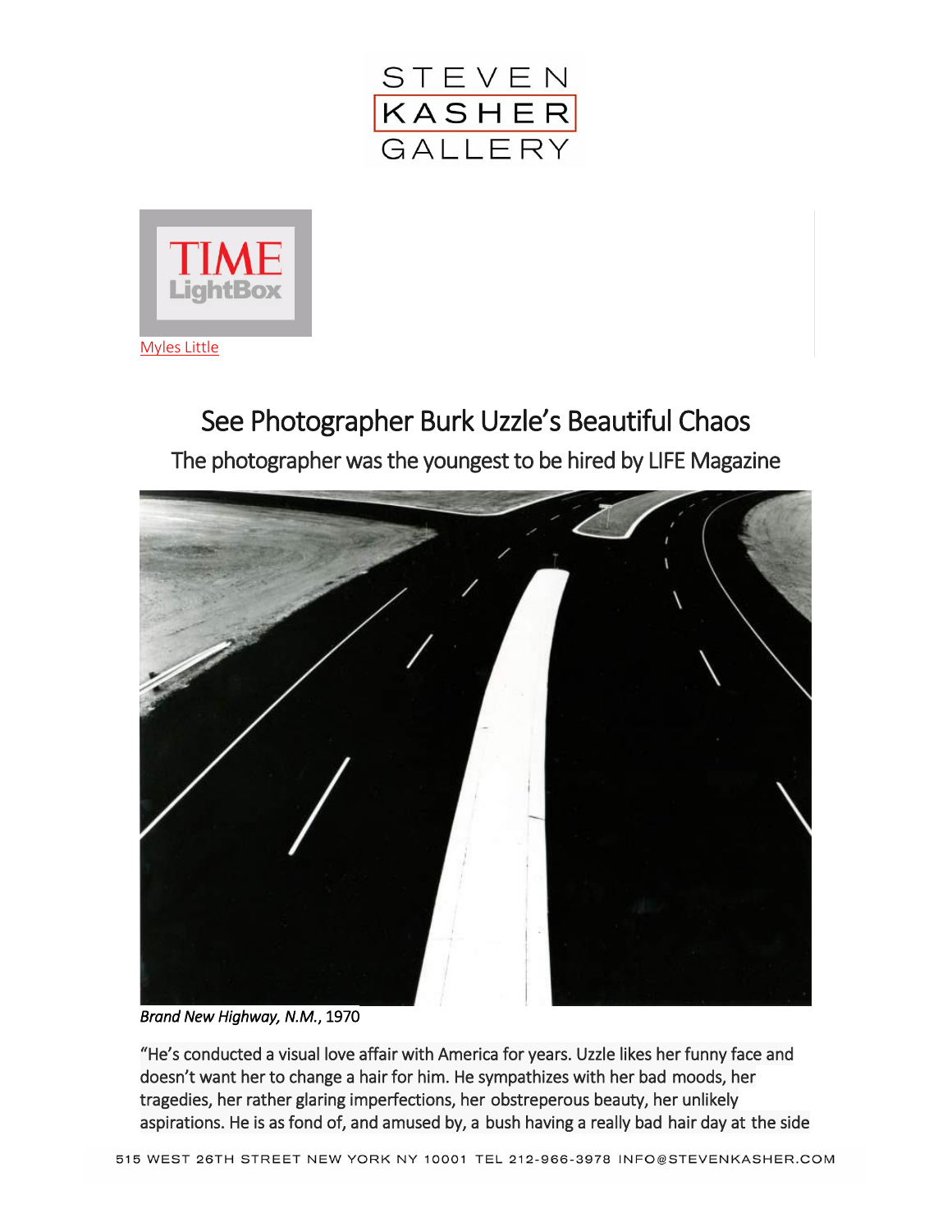Myles Little

# See Photographer Burk Uzzle's Beautiful Chaos

## The photographer was the youngest to be hired by LIFE Magazine

*Brand New Highway, N.M.*, 1970

"He's conducted a visual love affair with America for years. Uzzle likes her funny face and doesn't want her to change a hair for him. He sympathizes with her bad moods, her tragedies, her rather glaring imperfections, her obstreperous beauty, her unlikely aspirations. He is as fond of, and amused by, a bush having a really bad hair day at the side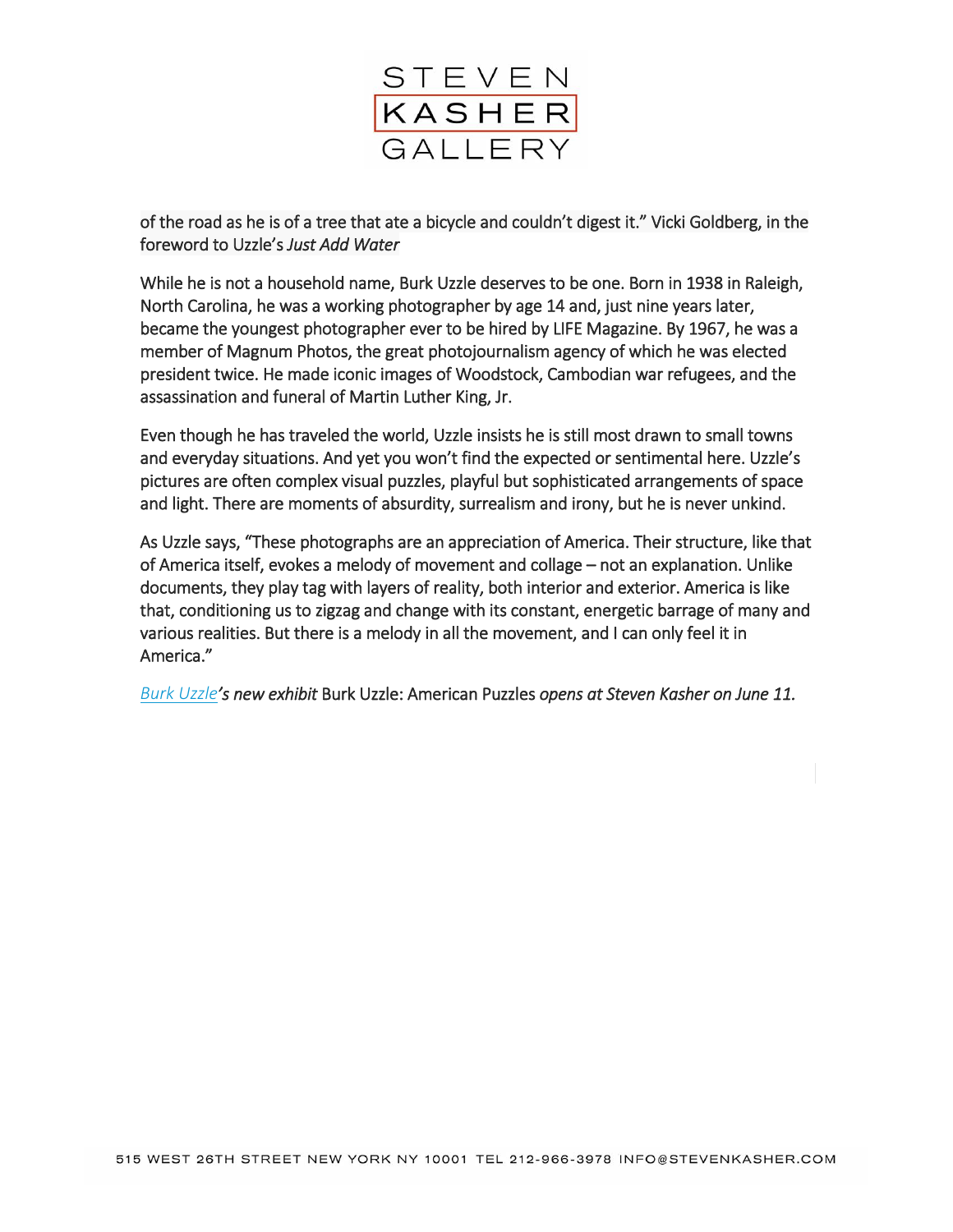of the road as he is of a tree that ate a bicycle and couldn't digest it." Vicki Goldberg, in the foreword to Uzzle's *Just Add Water*

While he is not a household name, Burk Uzzle deserves to be one. Born in 1938 in Raleigh, North Carolina, he was a working photographer by age 14 and, just nine years later, became the youngest photographer ever to be hired by LIFE Magazine. By 1967, he was a member of Magnum Photos, the great photojournalism agency of which he was elected president twice. He made iconic images of Woodstock, Cambodian war refugees, and the assassination and funeral of Martin Luther King, Jr.

Even though he has traveled the world, Uzzle insists he is still most drawn to small towns and everyday situations. And yet you won't find the expected or sentimental here. Uzzle's pictures are often complex visual puzzles, playful but sophisticated arrangements of space and light. There are moments of absurdity, surrealism and irony, but he is never unkind.

As Uzzle says, "These photographs are an appreciation of America. Their structure, like that of America itself, evokes a melody of movement and collage – not an explanation. Unlike documents, they play tag with layers of reality, both interior and exterior. America is like that, conditioning us to zigzag and change with its constant, energetic barrage of many and various realities. But there is a melody in all the movement, and I can only feel it in America."

*Burk Uzzle's new exhibit* Burk Uzzle: American Puzzles *opens at Steven Kasher on June 11.*